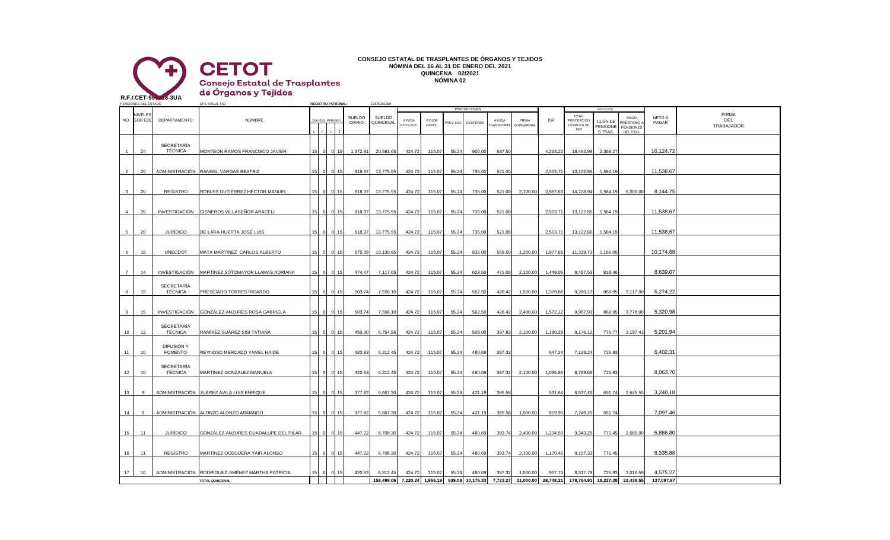**CETOT**
**Consejo Estatal de Trasplantes de Órganos y Tejidos**

R.F.C CET-99__18-3UA

# CONSEJO ESTATAL DE TRASPLANTES DE ÓRGANOS Y TEJIDOS
## NÓMINA DEL 16 AL 31 DE ENERO DEL 2021
## QUINCENA 02/2021
## NÓMINA 02

PENSIONES DEL ESTADO DPE-540101-TS0 | REGISTRO PATRONAL: C1675161388

| NO. | NIVELES GOB EDO | DEPARTAMENTO | NOMBRE | DÍAS DEL PERIODO L | F | L | T | SUELDO DIARIO | SUELDO QUINCENAL | PERCEPCIONES AYUDA GTOS ACT. | AYUDA CAPAC. | PREV SOC | DESPENSA | AYUDA TRANSPORTE | PRIMA QUINQUENAL | ISR | TOTAL PERCEPCIÓN DESPUES DE ISR | DEDUCCIÓN 11.5% DE PENSIONES TRAB. | PAGO PRÉSTAMO A PENSIONES DEL EDO. | NETO A PAGAR | FIRMA DEL TRABAJADOR |
|---|---|---|---|---|---|---|---|---|---|---|---|---|---|---|---|---|---|---|---|---|---|
| 1 | 24 | SECRETARÍA TÉCNICA | MONTEÓN RAMOS FRANCISCO JAVIER | 15 | 0 | 0 | 15 | 1,372.91 | 20,593.65 | 424.72 | 115.07 | 55.24 | 900.00 | 637.50 | | 4,233.20 | 18,492.99 | 2,368.27 | | 16,124.72 | |
| 2 | 20 | ADMINISTRACIÓN | RANGEL VARGAS BEATRIZ | 15 | 0 | 0 | 15 | 918.37 | 13,775.55 | 424.72 | 115.07 | 55.24 | 735.00 | 521.00 | | 2,503.71 | 13,122.86 | 1,584.19 | | 11,538.67 | |
| 3 | 20 | REGISTRO | ROBLES GUTIÉRREZ HÉCTOR MANUEL | 15 | 0 | 0 | 15 | 918.37 | 13,775.55 | 424.72 | 115.07 | 55.24 | 735.00 | 521.00 | 2,100.00 | 2,997.63 | 14,728.94 | 1,584.19 | 5,000.00 | 8,144.75 | |
| 4 | 20 | INVESTIGACIÓN | CISNEROS VILLASEÑOR ARACELI | 15 | 0 | 0 | 15 | 918.37 | 13,775.55 | 424.72 | 115.07 | 55.24 | 735.00 | 521.00 | | 2,503.71 | 13,122.86 | 1,584.19 | | 11,538.67 | |
| 5 | 20 | JURÍDICO | DE LARA HUERTA JOSÉ LUIS | 15 | 0 | 0 | 15 | 918.37 | 13,775.55 | 424.72 | 115.07 | 55.24 | 735.00 | 521.00 | | 2,503.71 | 13,122.86 | 1,584.19 | | 11,538.67 | |
| 6 | 18 | UNECDOT | MATA MARTINEZ CARLOS ALBERTO | 15 | 0 | 0 | 15 | 675.39 | 10,130.85 | 424.72 | 115.07 | 55.24 | 832.00 | 559.50 | 1,200.00 | 1,977.65 | 11,339.73 | 1,165.05 | | 10,174.68 | |
| 7 | 14 | INVESTIGACIÓN | MARTÍNEZ SOTOMAYOR LLAMAS ADRIANA | 15 | 0 | 0 | 15 | 474.47 | 7,117.05 | 424.72 | 115.07 | 55.24 | 623.50 | 471.00 | 2,100.00 | 1,449.05 | 9,457.53 | 818.46 | | 8,639.07 | |
| 8 | 15 | SECRETARÍA TÉCNICA | PRESCIADO TORRES RICARDO | 15 | 0 | 0 | 15 | 503.74 | 7,556.10 | 424.72 | 115.07 | 55.24 | 562.50 | 426.42 | 1,500.00 | 1,379.88 | 9,260.17 | 868.95 | 3,117.00 | 5,274.22 | |
| 9 | 15 | INVESTIGACIÓN | GONZÁLEZ ANZURES ROSA GABRIELA | 15 | 0 | 0 | 15 | 503.74 | 7,556.10 | 424.72 | 115.07 | 55.24 | 562.50 | 426.42 | 2,400.00 | 1,572.12 | 9,967.93 | 868.95 | 3,778.00 | 5,320.98 | |
| 10 | 12 | SECRETARÍA TÉCNICA | RAMÍREZ SUÁREZ SISI TATIANA | 15 | 0 | 0 | 15 | 450.30 | 6,754.56 | 424.72 | 115.07 | 55.24 | 509.00 | 397.83 | 2,100.00 | 1,180.29 | 9,176.12 | 776.77 | 3,197.41 | 5,201.94 | |
| 11 | 10 | DIFUSIÓN Y FOMENTO | REYNOSO MERCADO YAMEL HAIDE | 15 | 0 | 0 | 15 | 420.83 | 6,312.45 | 424.72 | 115.07 | 55.24 | 480.69 | 387.32 | | 647.24 | 7,128.24 | 725.93 | | 6,402.31 | |
| 12 | 10 | SECRETARÍA TÉCNICA | MARTÍNEZ GONZÁLEZ MANUELA | 15 | 0 | 0 | 15 | 420.83 | 6,312.45 | 424.72 | 115.07 | 55.24 | 480.69 | 387.32 | 2,100.00 | 1,085.86 | 8,789.63 | 725.93 | | 8,063.70 | |
| 13 | 9 | ADMINISTRACIÓN | JUÁREZ ÁVILA LUÍS ENRIQUE | 15 | 0 | 0 | 15 | 377.82 | 5,667.30 | 424.72 | 115.07 | 55.24 | 421.19 | 385.58 | | 531.64 | 6,537.46 | 651.74 | 2,645.55 | 3,240.18 | |
| 14 | 9 | ADMINISTRACIÓN | ALONZO ALONZO ARMANDO | 15 | 0 | 0 | 15 | 377.82 | 5,667.30 | 424.72 | 115.07 | 55.24 | 421.19 | 385.58 | 1,500.00 | 819.90 | 7,749.20 | 651.74 | | 7,097.46 | |
| 15 | 11 | JURÍDICO | GONZÁLEZ ANZURES GUADALUPE DEL PILAR | 15 | 0 | 0 | 15 | 447.22 | 6,708.30 | 424.72 | 115.07 | 55.24 | 480.69 | 393.74 | 2,400.00 | 1,234.50 | 9,343.25 | 771.45 | 2,685.00 | 5,886.80 | |
| 16 | 11 | REGISTRO | MARTÍNEZ OCEGUERA YAIR ALONSO | 15 | 0 | 0 | 15 | 447.22 | 6,708.30 | 424.72 | 115.07 | 55.24 | 480.69 | 393.74 | 2,100.00 | 1,170.42 | 9,107.33 | 771.45 | | 8,335.88 | |
| 17 | 10 | ADMINISTRACIÓN | RODRÍGUEZ JIMÉNEZ MARTHA PATRICIA | 15 | 0 | 0 | 15 | 420.83 | 6,312.45 | 424.72 | 115.07 | 55.24 | 480.69 | 387.32 | 1,500.00 | 957.70 | 8,317.79 | 725.93 | 3,016.59 | 4,575.27 | |
| | | | TOTAL QUINCENAL | | | | | | 158,499.06 | 7,220.24 | 1,956.19 | 939.08 | 10,175.33 | 7,723.27 | 21,000.00 | 28,748.21 | 178,764.91 | 18,227.38 | 23,439.55 | 137,097.97 | |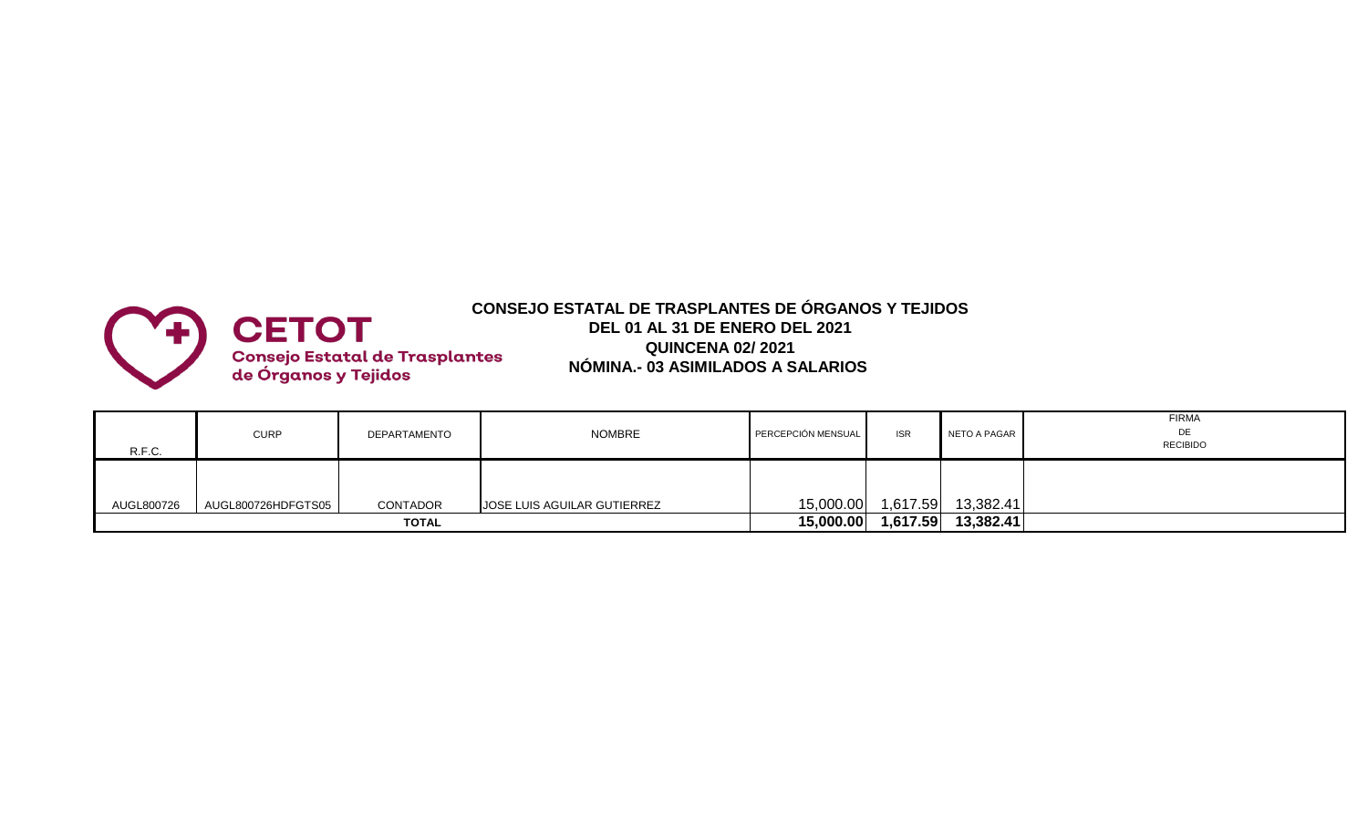CETOT
Consejo Estatal de Trasplantes de Órganos y Tejidos

**CONSEJO ESTATAL DE TRASPLANTES DE ÓRGANOS Y TEJIDOS**
**DEL 01 AL 31 DE ENERO DEL 2021**
**QUINCENA 02/ 2021**
**NÓMINA.- 03 ASIMILADOS A SALARIOS**

| R.F.C. | CURP | DEPARTAMENTO | NOMBRE | PERCEPCIÓN MENSUAL | ISR | NETO A PAGAR | FIRMA DE RECIBIDO |
|---|---|---|---|---|---|---|---|
| AUGL800726 | AUGL800726HDFGTS05 | CONTADOR | JOSE LUIS AGUILAR GUTIERREZ | 15,000.00 | 1,617.59 | 13,382.41 | |
| | | **TOTAL** | | **15,000.00** | **1,617.59** | **13,382.41** | |